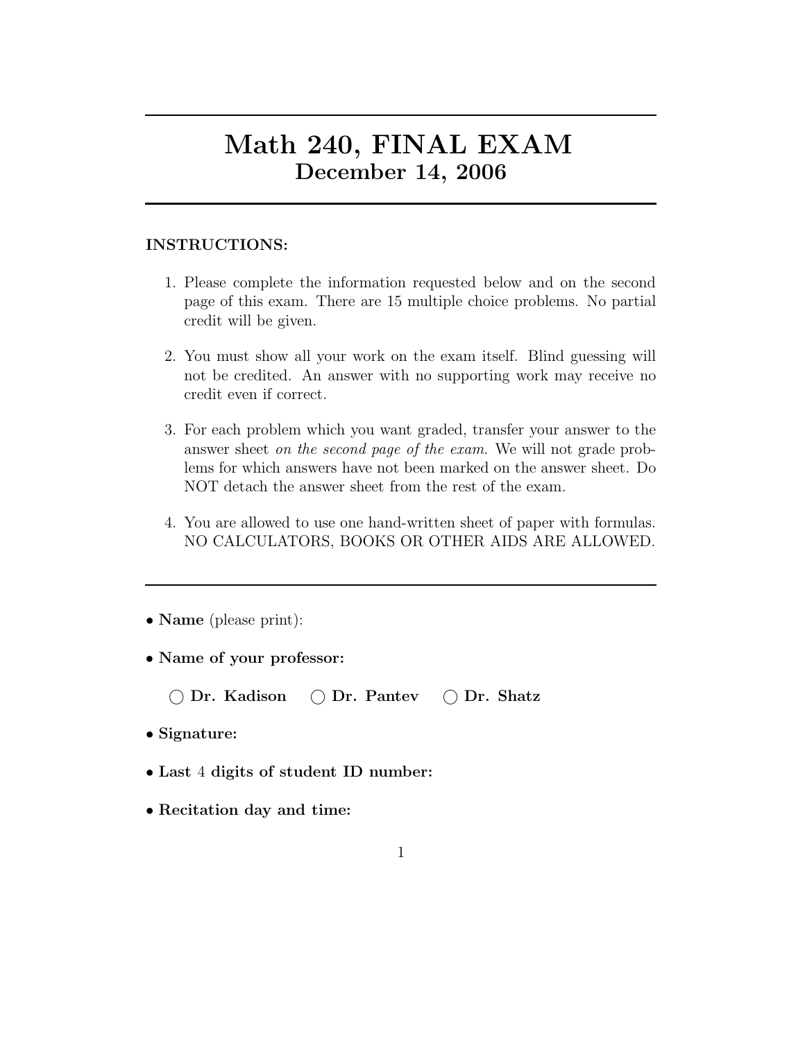# Math 240, FINAL EXAM
## December 14, 2006

**INSTRUCTIONS:**

1. Please complete the information requested below and on the second page of this exam. There are 15 multiple choice problems. No partial credit will be given.

2. You must show all your work on the exam itself. Blind guessing will not be credited. An answer with no supporting work may receive no credit even if correct.

3. For each problem which you want graded, transfer your answer to the answer sheet *on the second page of the exam*. We will not grade problems for which answers have not been marked on the answer sheet. Do NOT detach the answer sheet from the rest of the exam.

4. You are allowed to use one hand-written sheet of paper with formulas. NO CALCULATORS, BOOKS OR OTHER AIDS ARE ALLOWED.

---

- **Name** (please print):
- **Name of your professor:**

  ◯ **Dr. Kadison** ◯ **Dr. Pantev** ◯ **Dr. Shatz**

- **Signature:**
- **Last 4 digits of student ID number:**
- **Recitation day and time:**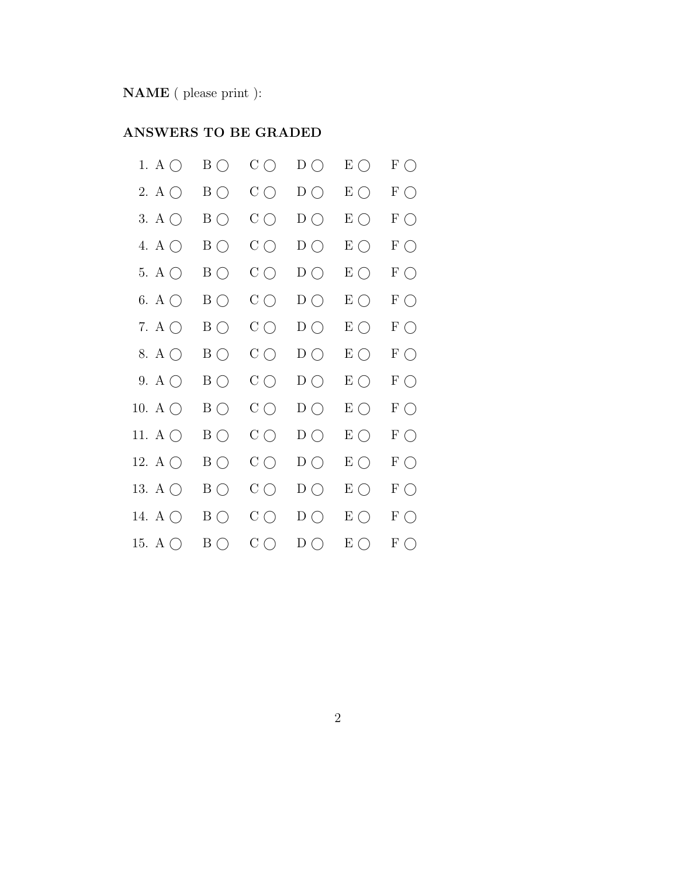**NAME** ( please print ):

**ANSWERS TO BE GRADED**

1. A ◯ B ◯ C ◯ D ◯ E ◯ F ◯
2. A ◯ B ◯ C ◯ D ◯ E ◯ F ◯
3. A ◯ B ◯ C ◯ D ◯ E ◯ F ◯
4. A ◯ B ◯ C ◯ D ◯ E ◯ F ◯
5. A ◯ B ◯ C ◯ D ◯ E ◯ F ◯
6. A ◯ B ◯ C ◯ D ◯ E ◯ F ◯
7. A ◯ B ◯ C ◯ D ◯ E ◯ F ◯
8. A ◯ B ◯ C ◯ D ◯ E ◯ F ◯
9. A ◯ B ◯ C ◯ D ◯ E ◯ F ◯
10. A ◯ B ◯ C ◯ D ◯ E ◯ F ◯
11. A ◯ B ◯ C ◯ D ◯ E ◯ F ◯
12. A ◯ B ◯ C ◯ D ◯ E ◯ F ◯
13. A ◯ B ◯ C ◯ D ◯ E ◯ F ◯
14. A ◯ B ◯ C ◯ D ◯ E ◯ F ◯
15. A ◯ B ◯ C ◯ D ◯ E ◯ F ◯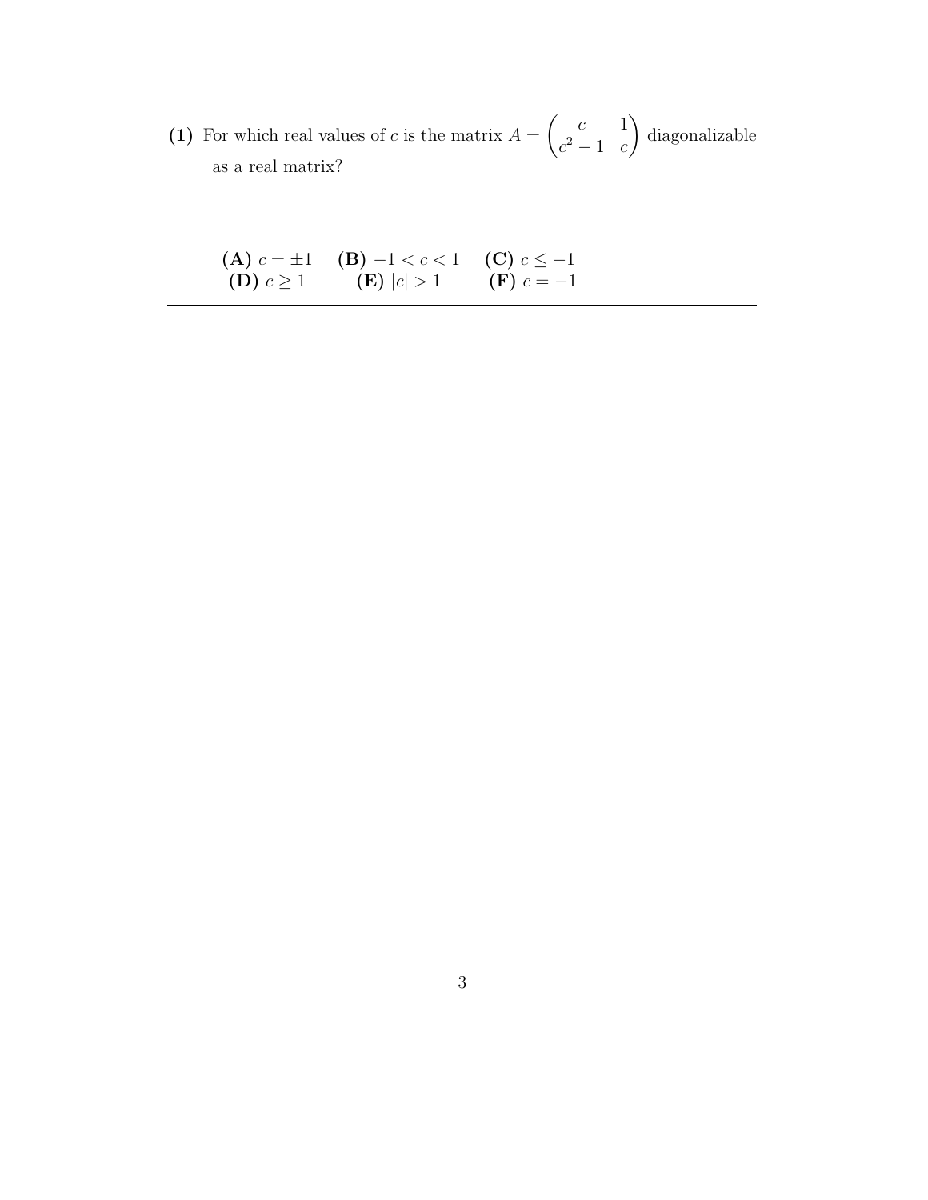**(1)** For which real values of $c$ is the matrix $A = \begin{pmatrix} c & 1 \\ c^2 - 1 & c \end{pmatrix}$ diagonalizable as a real matrix?

**(A)** $c = \pm 1$ **(B)** $-1 < c < 1$ **(C)** $c \leq -1$
**(D)** $c \geq 1$ **(E)** $|c| > 1$ **(F)** $c = -1$

---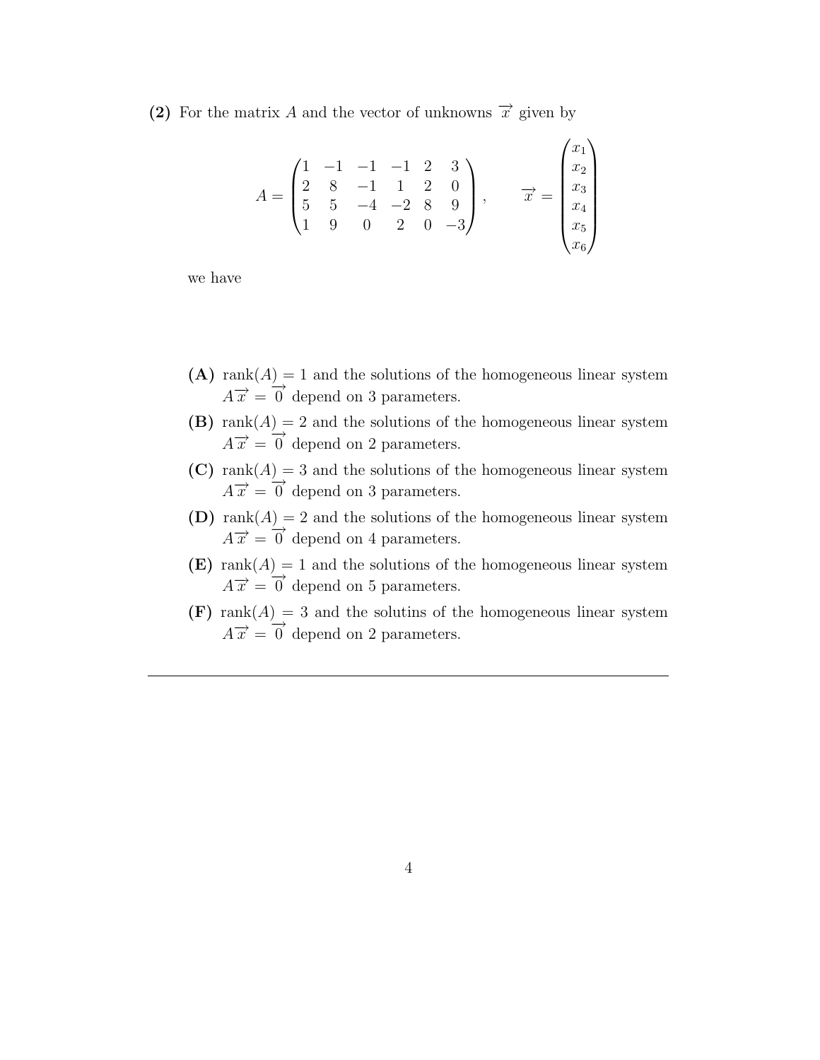**(2)** For the matrix $A$ and the vector of unknowns $\overrightarrow{x}$ given by

$$A = \begin{pmatrix} 1 & -1 & -1 & -1 & 2 & 3 \\ 2 & 8 & -1 & 1 & 2 & 0 \\ 5 & 5 & -4 & -2 & 8 & 9 \\ 1 & 9 & 0 & 2 & 0 & -3 \end{pmatrix}, \qquad \overrightarrow{x} = \begin{pmatrix} x_1 \\ x_2 \\ x_3 \\ x_4 \\ x_5 \\ x_6 \end{pmatrix}$$

we have

**(A)** $\text{rank}(A) = 1$ and the solutions of the homogeneous linear system $A\overrightarrow{x} = \overrightarrow{0}$ depend on 3 parameters.

**(B)** $\text{rank}(A) = 2$ and the solutions of the homogeneous linear system $A\overrightarrow{x} = \overrightarrow{0}$ depend on 2 parameters.

**(C)** $\text{rank}(A) = 3$ and the solutions of the homogeneous linear system $A\overrightarrow{x} = \overrightarrow{0}$ depend on 3 parameters.

**(D)** $\text{rank}(A) = 2$ and the solutions of the homogeneous linear system $A\overrightarrow{x} = \overrightarrow{0}$ depend on 4 parameters.

**(E)** $\text{rank}(A) = 1$ and the solutions of the homogeneous linear system $A\overrightarrow{x} = \overrightarrow{0}$ depend on 5 parameters.

**(F)** $\text{rank}(A) = 3$ and the solutins of the homogeneous linear system $A\overrightarrow{x} = \overrightarrow{0}$ depend on 2 parameters.

---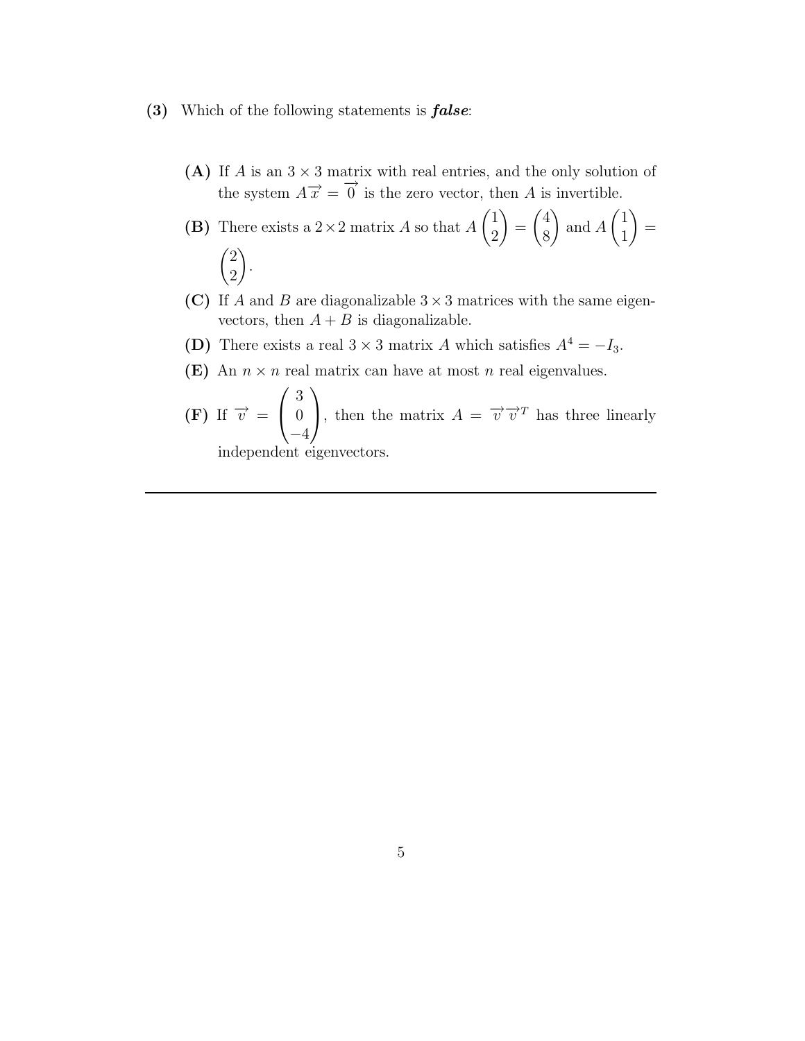**(3)** Which of the following statements is ***false***:

**(A)** If $A$ is an $3 \times 3$ matrix with real entries, and the only solution of the system $A\overrightarrow{x} = \overrightarrow{0}$ is the zero vector, then $A$ is invertible.

**(B)** There exists a $2 \times 2$ matrix $A$ so that $A\begin{pmatrix}1\\2\end{pmatrix} = \begin{pmatrix}4\\8\end{pmatrix}$ and $A\begin{pmatrix}1\\1\end{pmatrix} = \begin{pmatrix}2\\2\end{pmatrix}$.

**(C)** If $A$ and $B$ are diagonalizable $3 \times 3$ matrices with the same eigenvectors, then $A + B$ is diagonalizable.

**(D)** There exists a real $3 \times 3$ matrix $A$ which satisfies $A^4 = -I_3$.

**(E)** An $n \times n$ real matrix can have at most $n$ real eigenvalues.

**(F)** If $\overrightarrow{v} = \begin{pmatrix}3\\0\\-4\end{pmatrix}$, then the matrix $A = \overrightarrow{v}\,\overrightarrow{v}^T$ has three linearly independent eigenvectors.

---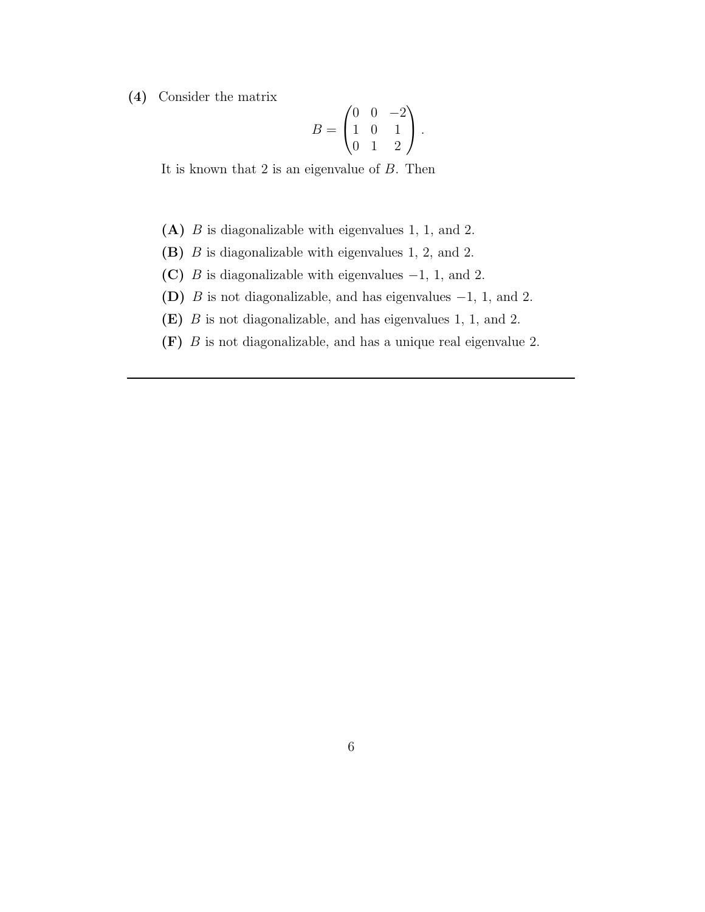**(4)** Consider the matrix

$$B = \begin{pmatrix} 0 & 0 & -2 \\ 1 & 0 & 1 \\ 0 & 1 & 2 \end{pmatrix}.$$

It is known that 2 is an eigenvalue of $B$. Then

**(A)** $B$ is diagonalizable with eigenvalues 1, 1, and 2.

**(B)** $B$ is diagonalizable with eigenvalues 1, 2, and 2.

**(C)** $B$ is diagonalizable with eigenvalues $-1$, 1, and 2.

**(D)** $B$ is not diagonalizable, and has eigenvalues $-1$, 1, and 2.

**(E)** $B$ is not diagonalizable, and has eigenvalues 1, 1, and 2.

**(F)** $B$ is not diagonalizable, and has a unique real eigenvalue 2.

---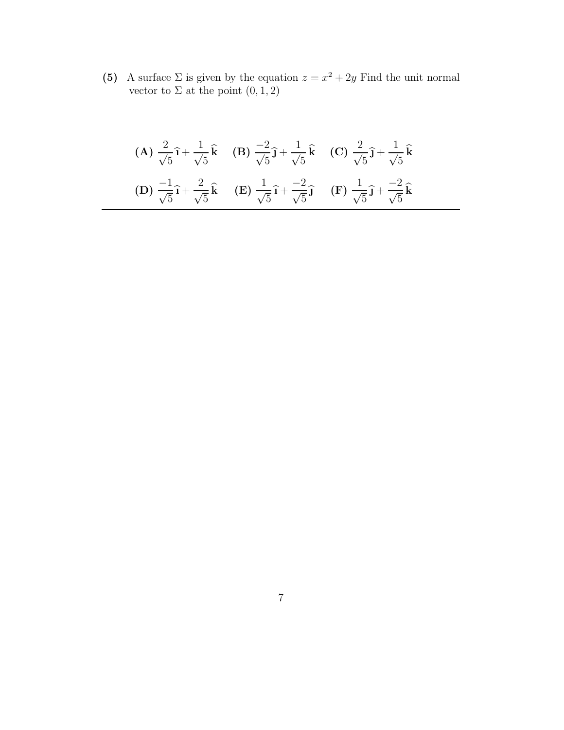**(5)** A surface $\Sigma$ is given by the equation $z = x^2 + 2y$ Find the unit normal vector to $\Sigma$ at the point $(0, 1, 2)$

**(A)** $\frac{2}{\sqrt{5}}\widehat{\mathbf{\imath}} + \frac{1}{\sqrt{5}}\widehat{\mathbf{k}}$ **(B)** $\frac{-2}{\sqrt{5}}\widehat{\mathbf{\jmath}} + \frac{1}{\sqrt{5}}\widehat{\mathbf{k}}$ **(C)** $\frac{2}{\sqrt{5}}\widehat{\mathbf{\jmath}} + \frac{1}{\sqrt{5}}\widehat{\mathbf{k}}$

**(D)** $\frac{-1}{\sqrt{5}}\widehat{\mathbf{\imath}} + \frac{2}{\sqrt{5}}\widehat{\mathbf{k}}$ **(E)** $\frac{1}{\sqrt{5}}\widehat{\mathbf{\imath}} + \frac{-2}{\sqrt{5}}\widehat{\mathbf{\jmath}}$ **(F)** $\frac{1}{\sqrt{5}}\widehat{\mathbf{\jmath}} + \frac{-2}{\sqrt{5}}\widehat{\mathbf{k}}$

---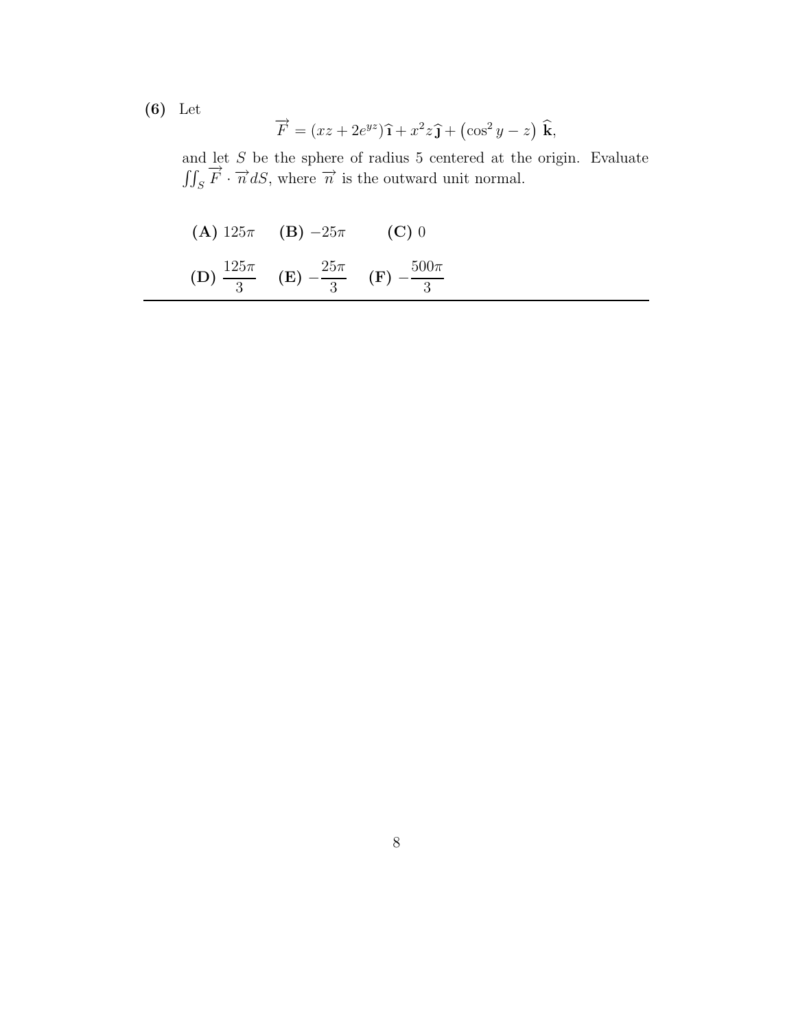**(6)** Let

$$\overrightarrow{F} = (xz + 2e^{yz})\,\hat{\mathbf{i}} + x^2 z\,\hat{\mathbf{j}} + \left(\cos^2 y - z\right)\,\hat{\mathbf{k}},$$

and let $S$ be the sphere of radius 5 centered at the origin. Evaluate $\iint_S \overrightarrow{F} \cdot \overrightarrow{n}\, dS$, where $\overrightarrow{n}$ is the outward unit normal.

**(A)** $125\pi$ **(B)** $-25\pi$ **(C)** $0$

**(D)** $\dfrac{125\pi}{3}$ **(E)** $-\dfrac{25\pi}{3}$ **(F)** $-\dfrac{500\pi}{3}$

---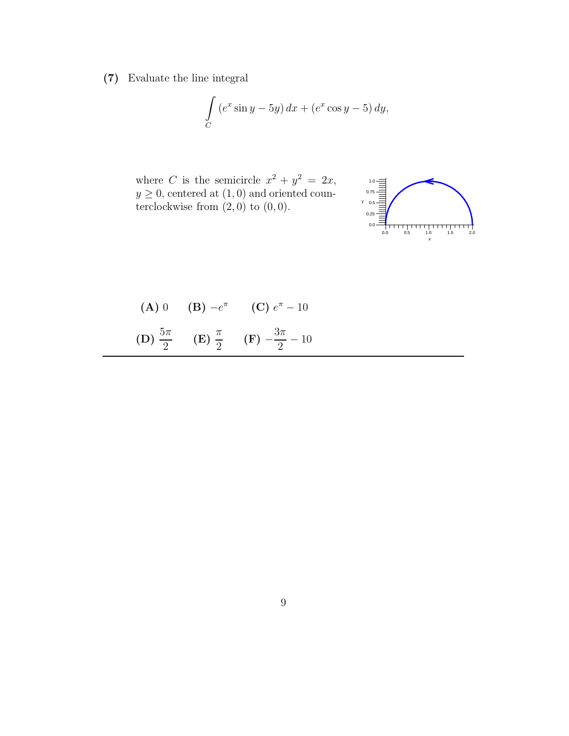**(7)** Evaluate the line integral

$$\int_C (e^x \sin y - 5y)\,dx + (e^x \cos y - 5)\,dy,$$

where $C$ is the semicircle $x^2 + y^2 = 2x$, $y \geq 0$, centered at $(1,0)$ and oriented counterclockwise from $(2,0)$ to $(0,0)$.

**(A)** $0$ **(B)** $-e^{\pi}$ **(C)** $e^{\pi} - 10$

**(D)** $\dfrac{5\pi}{2}$ **(E)** $\dfrac{\pi}{2}$ **(F)** $-\dfrac{3\pi}{2} - 10$

---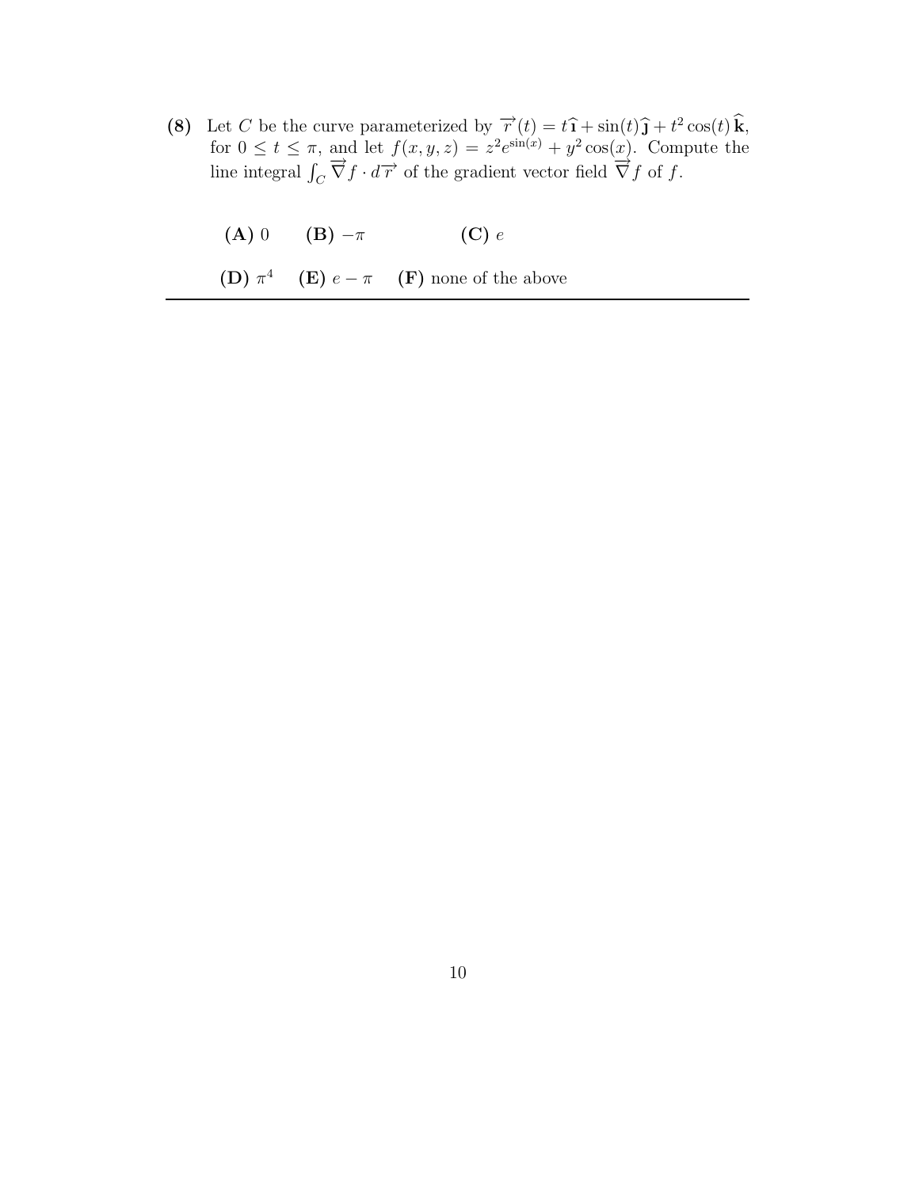**(8)** Let $C$ be the curve parameterized by $\overrightarrow{r}(t) = t\,\widehat{\mathbf{\imath}} + \sin(t)\,\widehat{\mathbf{\jmath}} + t^2\cos(t)\,\widehat{\mathbf{k}}$, for $0 \leq t \leq \pi$, and let $f(x, y, z) = z^2 e^{\sin(x)} + y^2\cos(x)$. Compute the line integral $\int_C \overrightarrow{\nabla} f \cdot d\overrightarrow{r}$ of the gradient vector field $\overrightarrow{\nabla} f$ of $f$.

**(A)** $0$ **(B)** $-\pi$ **(C)** $e$

**(D)** $\pi^4$ **(E)** $e - \pi$ **(F)** none of the above

---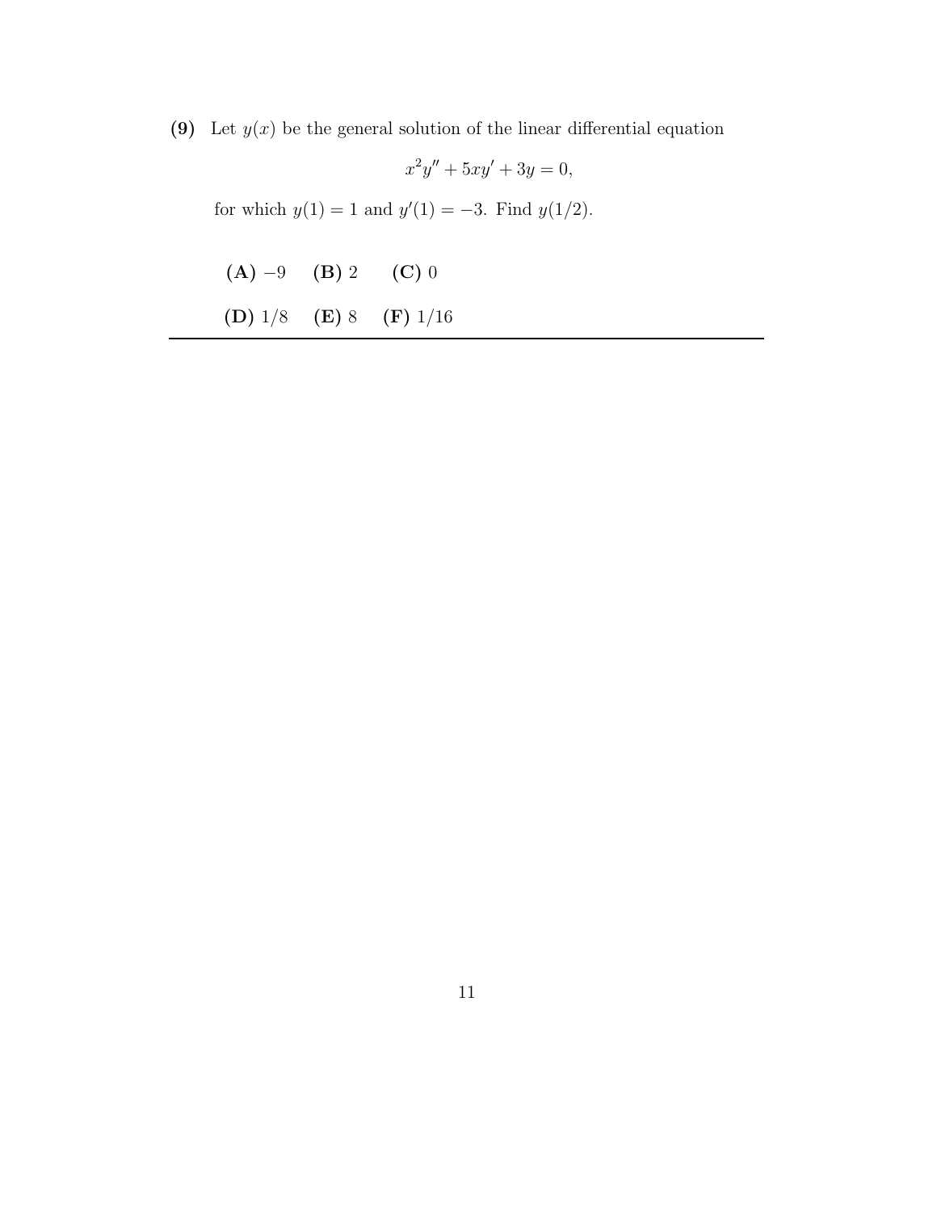**(9)** Let $y(x)$ be the general solution of the linear differential equation

$$x^2y'' + 5xy' + 3y = 0,$$

for which $y(1) = 1$ and $y'(1) = -3$. Find $y(1/2)$.

**(A)** $-9$ **(B)** $2$ **(C)** $0$

**(D)** $1/8$ **(E)** $8$ **(F)** $1/16$

---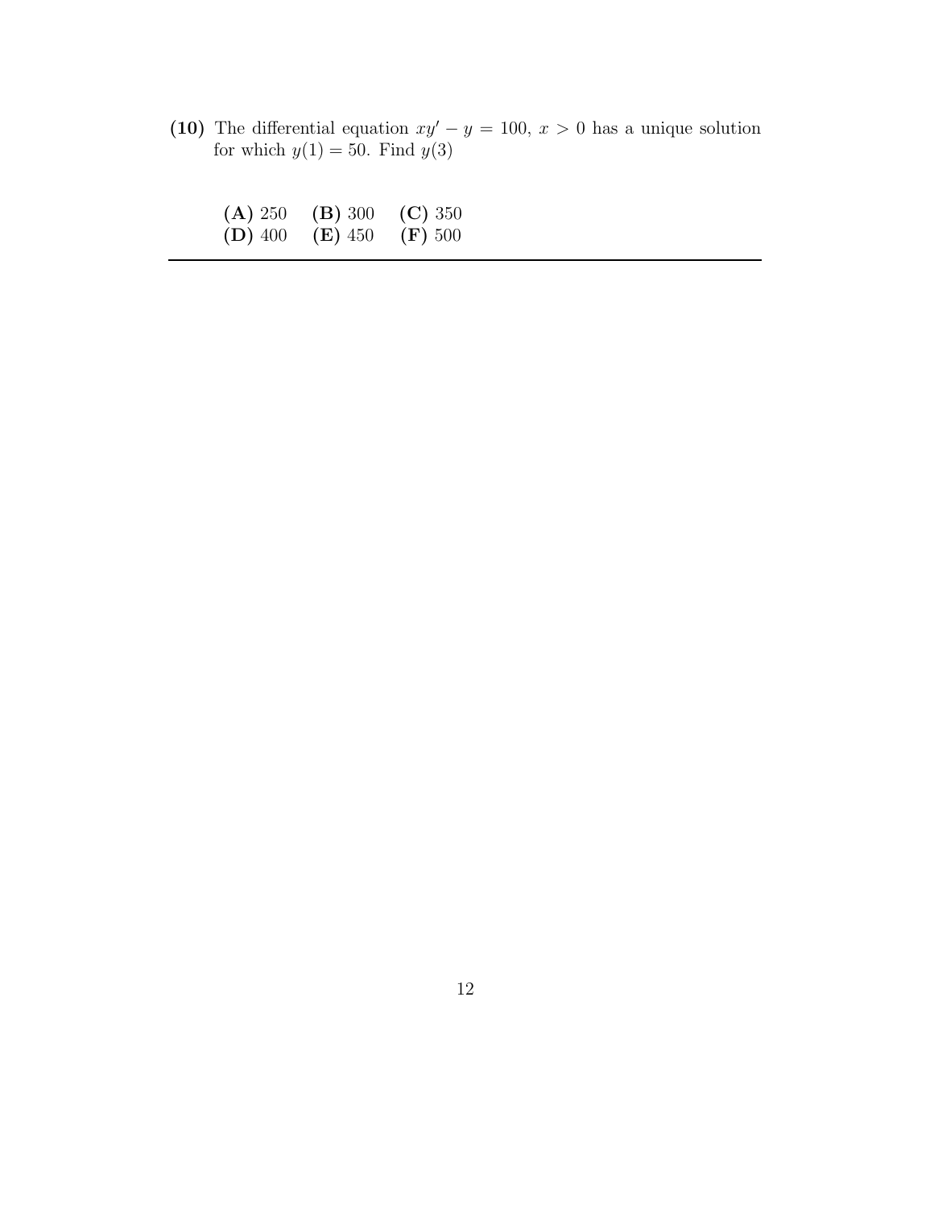**(10)** The differential equation $xy' - y = 100$, $x > 0$ has a unique solution for which $y(1) = 50$. Find $y(3)$

**(A)** 250 **(B)** 300 **(C)** 350
**(D)** 400 **(E)** 450 **(F)** 500

---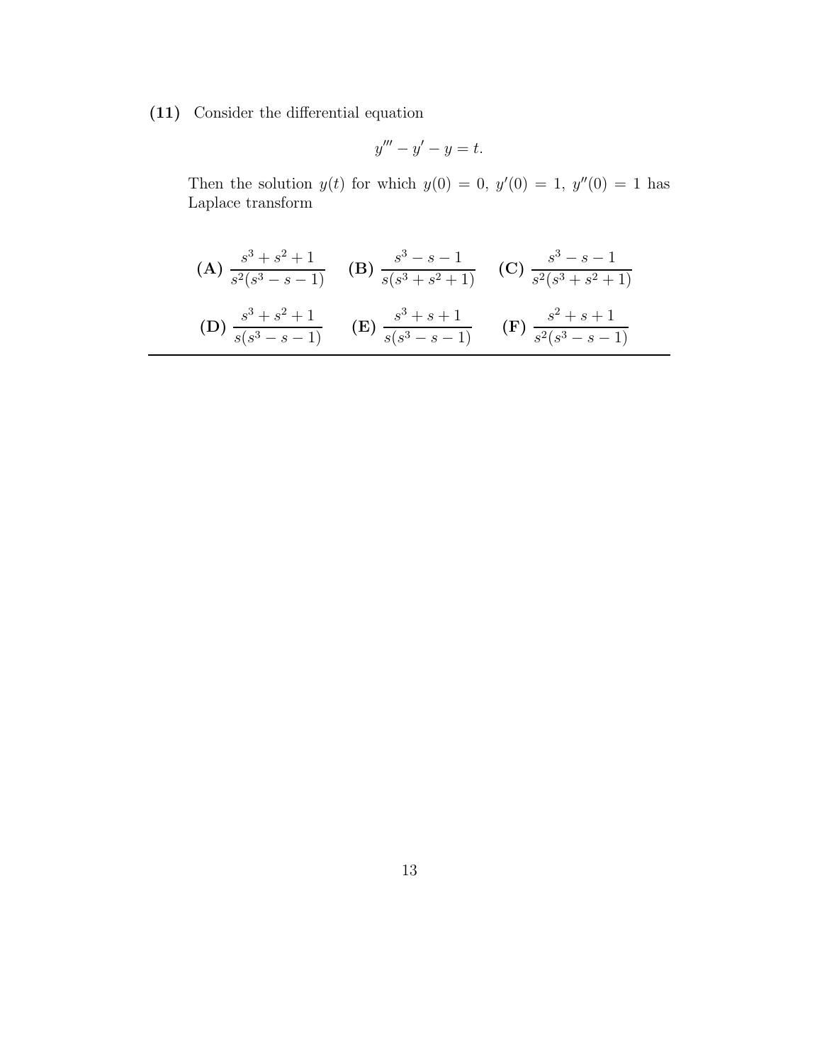**(11)** Consider the differential equation

$$y''' - y' - y = t.$$

Then the solution $y(t)$ for which $y(0) = 0$, $y'(0) = 1$, $y''(0) = 1$ has Laplace transform

**(A)** $\dfrac{s^3 + s^2 + 1}{s^2(s^3 - s - 1)}$ **(B)** $\dfrac{s^3 - s - 1}{s(s^3 + s^2 + 1)}$ **(C)** $\dfrac{s^3 - s - 1}{s^2(s^3 + s^2 + 1)}$

**(D)** $\dfrac{s^3 + s^2 + 1}{s(s^3 - s - 1)}$ **(E)** $\dfrac{s^3 + s + 1}{s(s^3 - s - 1)}$ **(F)** $\dfrac{s^2 + s + 1}{s^2(s^3 - s - 1)}$

---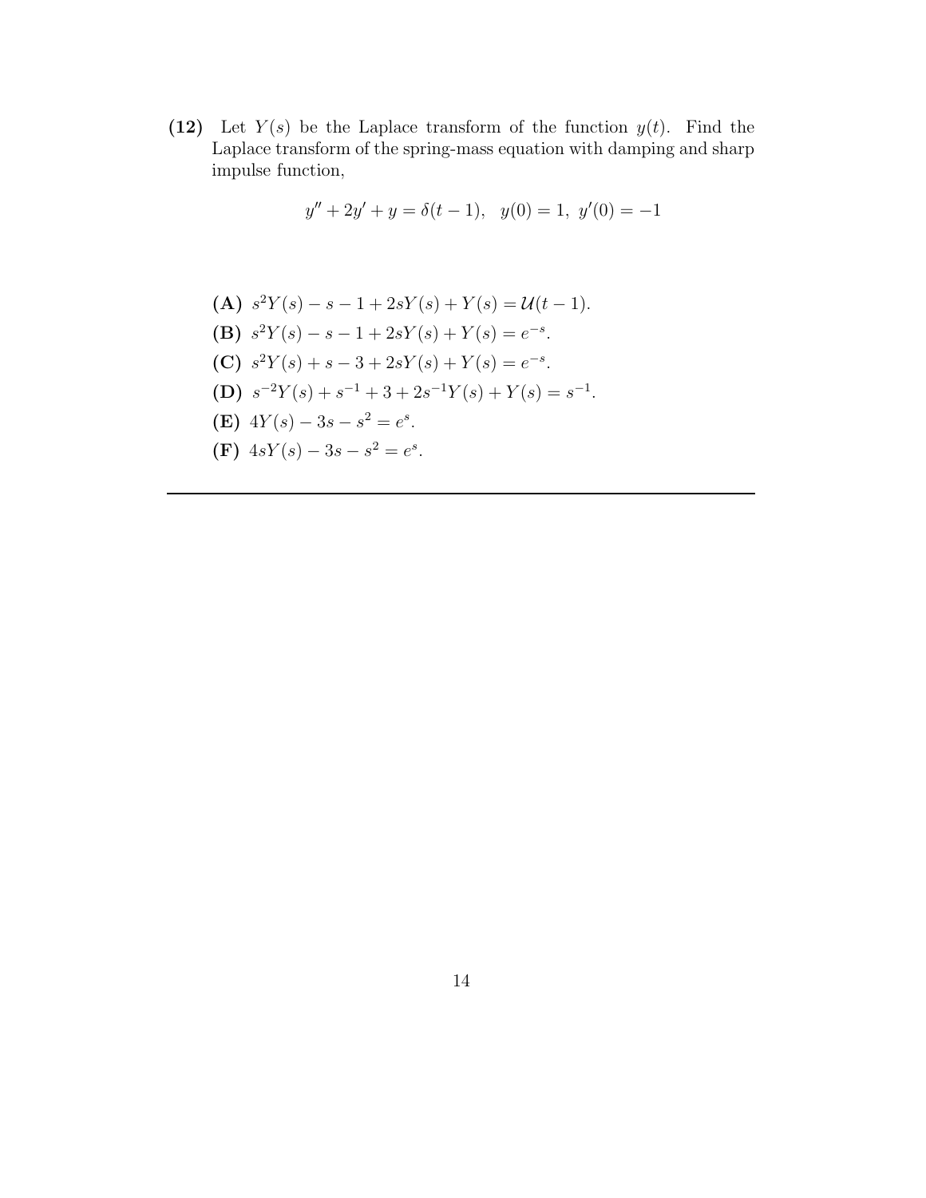**(12)** Let $Y(s)$ be the Laplace transform of the function $y(t)$. Find the Laplace transform of the spring-mass equation with damping and sharp impulse function,

$$y'' + 2y' + y = \delta(t-1), \quad y(0) = 1, \; y'(0) = -1$$

**(A)** $s^2Y(s) - s - 1 + 2sY(s) + Y(s) = \mathcal{U}(t-1)$.

**(B)** $s^2Y(s) - s - 1 + 2sY(s) + Y(s) = e^{-s}$.

**(C)** $s^2Y(s) + s - 3 + 2sY(s) + Y(s) = e^{-s}$.

**(D)** $s^{-2}Y(s) + s^{-1} + 3 + 2s^{-1}Y(s) + Y(s) = s^{-1}$.

**(E)** $4Y(s) - 3s - s^2 = e^s$.

**(F)** $4sY(s) - 3s - s^2 = e^s$.

---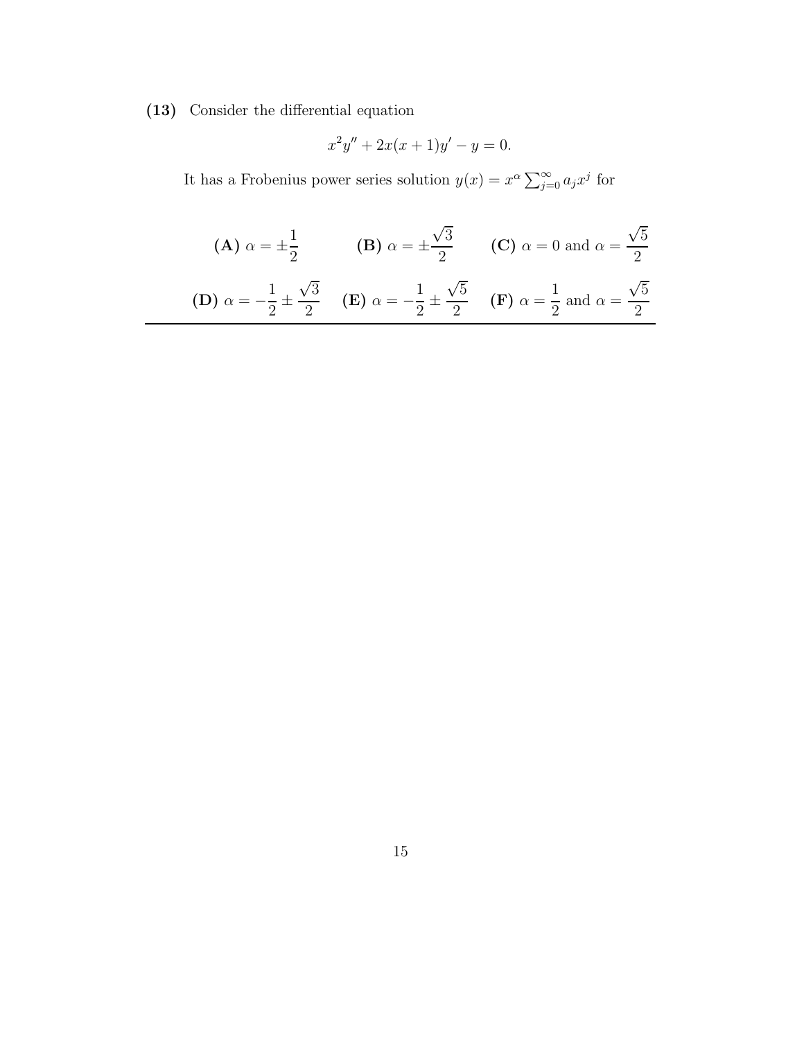**(13)** Consider the differential equation

$$x^2 y'' + 2x(x+1)y' - y = 0.$$

It has a Frobenius power series solution $y(x) = x^\alpha \sum_{j=0}^\infty a_j x^j$ for

**(A)** $\alpha = \pm\dfrac{1}{2}$ **(B)** $\alpha = \pm\dfrac{\sqrt{3}}{2}$ **(C)** $\alpha = 0$ and $\alpha = \dfrac{\sqrt{5}}{2}$

**(D)** $\alpha = -\dfrac{1}{2} \pm \dfrac{\sqrt{3}}{2}$ **(E)** $\alpha = -\dfrac{1}{2} \pm \dfrac{\sqrt{5}}{2}$ **(F)** $\alpha = \dfrac{1}{2}$ and $\alpha = \dfrac{\sqrt{5}}{2}$

---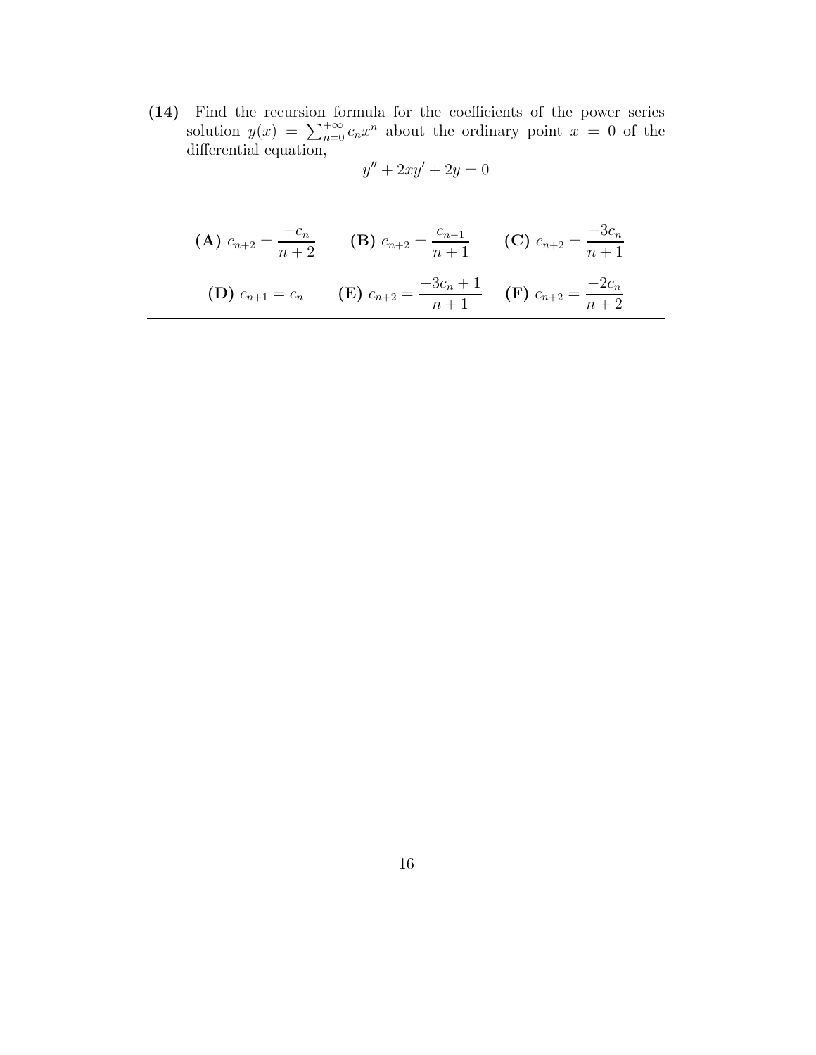**(14)** Find the recursion formula for the coefficients of the power series solution $y(x) = \sum_{n=0}^{+\infty} c_n x^n$ about the ordinary point $x = 0$ of the differential equation,

$$y'' + 2xy' + 2y = 0$$

**(A)** $c_{n+2} = \dfrac{-c_n}{n+2}$ **(B)** $c_{n+2} = \dfrac{c_{n-1}}{n+1}$ **(C)** $c_{n+2} = \dfrac{-3c_n}{n+1}$

**(D)** $c_{n+1} = c_n$ **(E)** $c_{n+2} = \dfrac{-3c_n + 1}{n+1}$ **(F)** $c_{n+2} = \dfrac{-2c_n}{n+2}$

---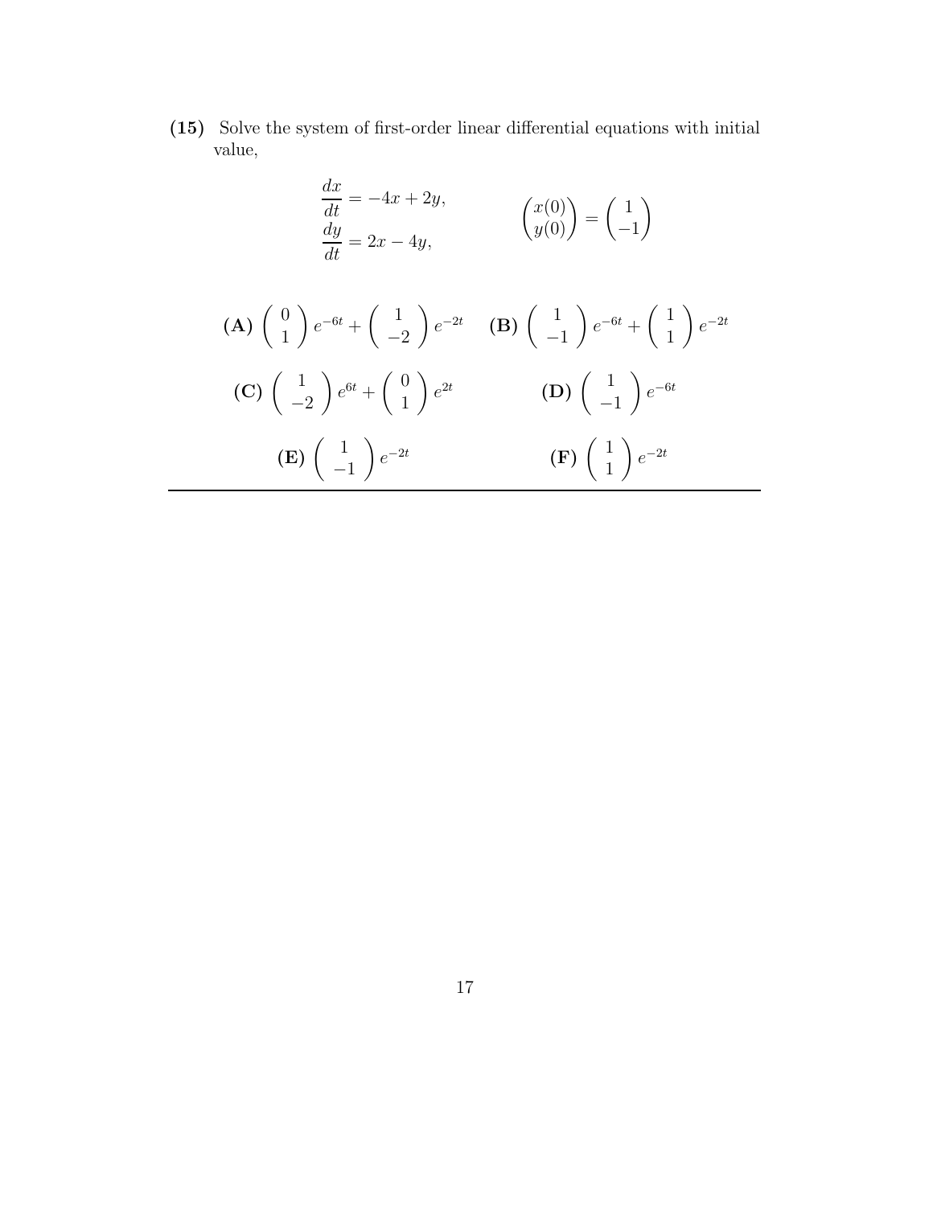**(15)** Solve the system of first-order linear differential equations with initial value,

$$\frac{dx}{dt} = -4x + 2y, \qquad \frac{dy}{dt} = 2x - 4y, \qquad \begin{pmatrix} x(0) \\ y(0) \end{pmatrix} = \begin{pmatrix} 1 \\ -1 \end{pmatrix}$$

**(A)** $\begin{pmatrix} 0 \\ 1 \end{pmatrix} e^{-6t} + \begin{pmatrix} 1 \\ -2 \end{pmatrix} e^{-2t}$ **(B)** $\begin{pmatrix} 1 \\ -1 \end{pmatrix} e^{-6t} + \begin{pmatrix} 1 \\ 1 \end{pmatrix} e^{-2t}$

**(C)** $\begin{pmatrix} 1 \\ -2 \end{pmatrix} e^{6t} + \begin{pmatrix} 0 \\ 1 \end{pmatrix} e^{2t}$ **(D)** $\begin{pmatrix} 1 \\ -1 \end{pmatrix} e^{-6t}$

**(E)** $\begin{pmatrix} 1 \\ -1 \end{pmatrix} e^{-2t}$ **(F)** $\begin{pmatrix} 1 \\ 1 \end{pmatrix} e^{-2t}$